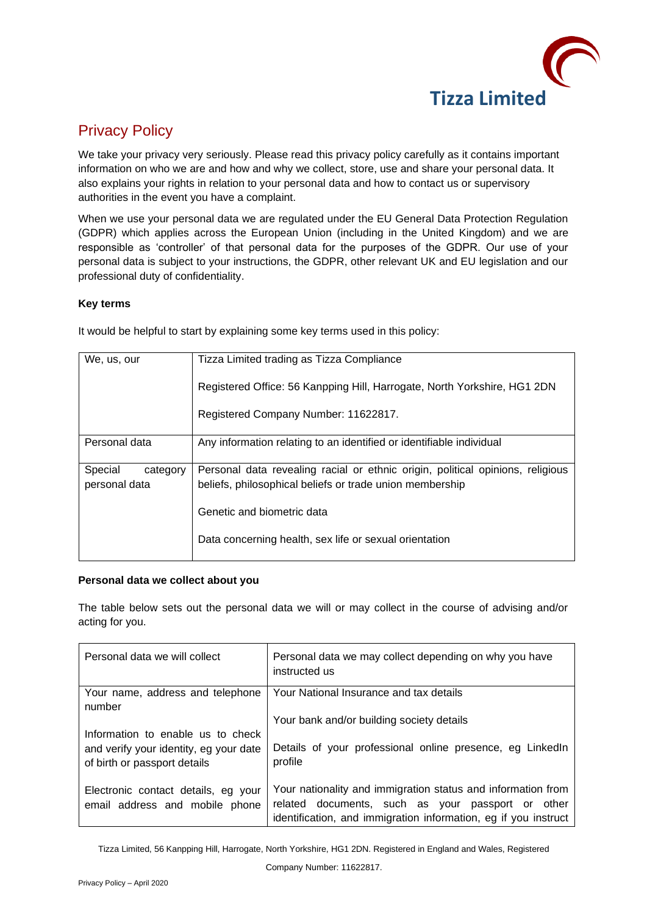Tizza Limited

# Privacy Policy

We take your privacy very seriously. Please read this privacy policy carefully as it contains important information on who we are and how and why we collect, store, use and share your personal data. It also explains your rights in relation to your personal data and how to contact us or supervisory authorities in the event you have a complaint.

When we use your personal data we are regulated under the EU General Data Protection Regulation (GDPR) which applies across the European Union (including in the United Kingdom) and we are responsible as 'controller' of that personal data for the purposes of the GDPR. Our use of your personal data is subject to your instructions, the GDPR, other relevant UK and EU legislation and our professional duty of confidentiality.

**Key terms**

It would be helpful to start by explaining some key terms used in this policy:

| | |
|---|---|
| We, us, our | Tizza Limited trading as Tizza Compliance<br><br>Registered Office: 56 Kanpping Hill, Harrogate, North Yorkshire, HG1 2DN<br><br>Registered Company Number: 11622817. |
| Personal data | Any information relating to an identified or identifiable individual |
| Special category personal data | Personal data revealing racial or ethnic origin, political opinions, religious beliefs, philosophical beliefs or trade union membership<br><br>Genetic and biometric data<br><br>Data concerning health, sex life or sexual orientation |

**Personal data we collect about you**

The table below sets out the personal data we will or may collect in the course of advising and/or acting for you.

| Personal data we will collect | Personal data we may collect depending on why you have instructed us |
|---|---|
| Your name, address and telephone number<br><br>Information to enable us to check and verify your identity, eg your date of birth or passport details<br><br>Electronic contact details, eg your email address and mobile phone | Your National Insurance and tax details<br><br>Your bank and/or building society details<br><br>Details of your professional online presence, eg LinkedIn profile<br><br>Your nationality and immigration status and information from related documents, such as your passport or other identification, and immigration information, eg if you instruct |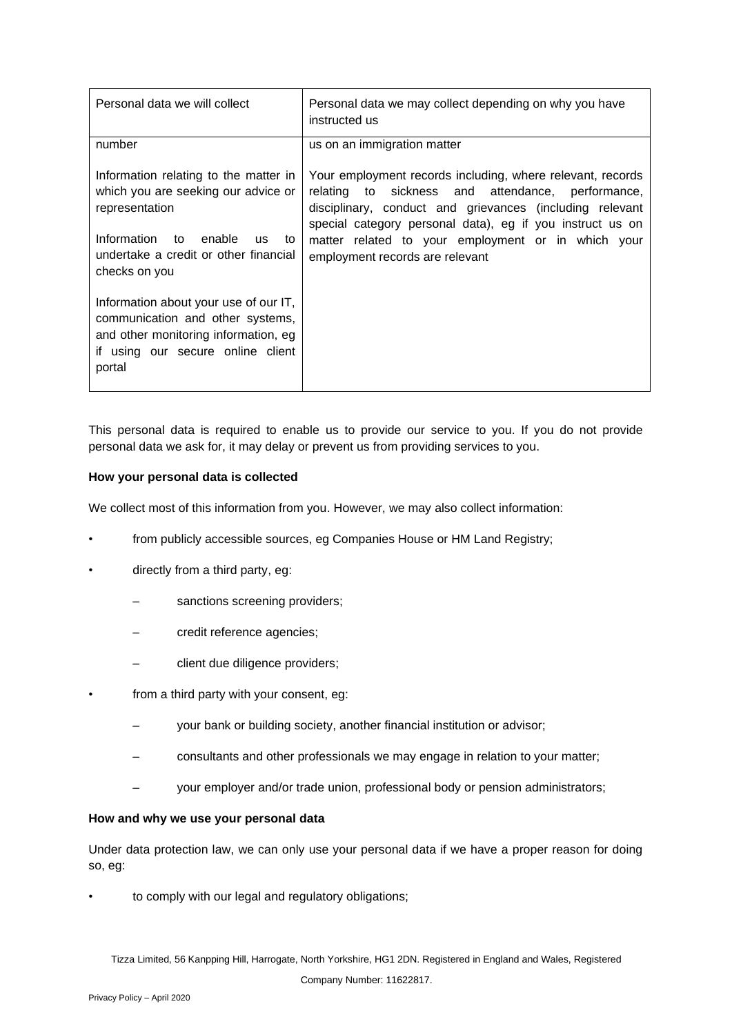| Personal data we will collect | Personal data we may collect depending on why you have instructed us |
| --- | --- |
| number | us on an immigration matter |
| Information relating to the matter in which you are seeking our advice or representation<br><br>Information to enable us to undertake a credit or other financial checks on you<br><br>Information about your use of our IT, communication and other systems, and other monitoring information, eg if using our secure online client portal | Your employment records including, where relevant, records relating to sickness and attendance, performance, disciplinary, conduct and grievances (including relevant special category personal data), eg if you instruct us on matter related to your employment or in which your employment records are relevant |

This personal data is required to enable us to provide our service to you. If you do not provide personal data we ask for, it may delay or prevent us from providing services to you.

**How your personal data is collected**

We collect most of this information from you. However, we may also collect information:

- from publicly accessible sources, eg Companies House or HM Land Registry;
- directly from a third party, eg:
  - sanctions screening providers;
  - credit reference agencies;
  - client due diligence providers;
- from a third party with your consent, eg:
  - your bank or building society, another financial institution or advisor;
  - consultants and other professionals we may engage in relation to your matter;
  - your employer and/or trade union, professional body or pension administrators;

**How and why we use your personal data**

Under data protection law, we can only use your personal data if we have a proper reason for doing so, eg:

- to comply with our legal and regulatory obligations;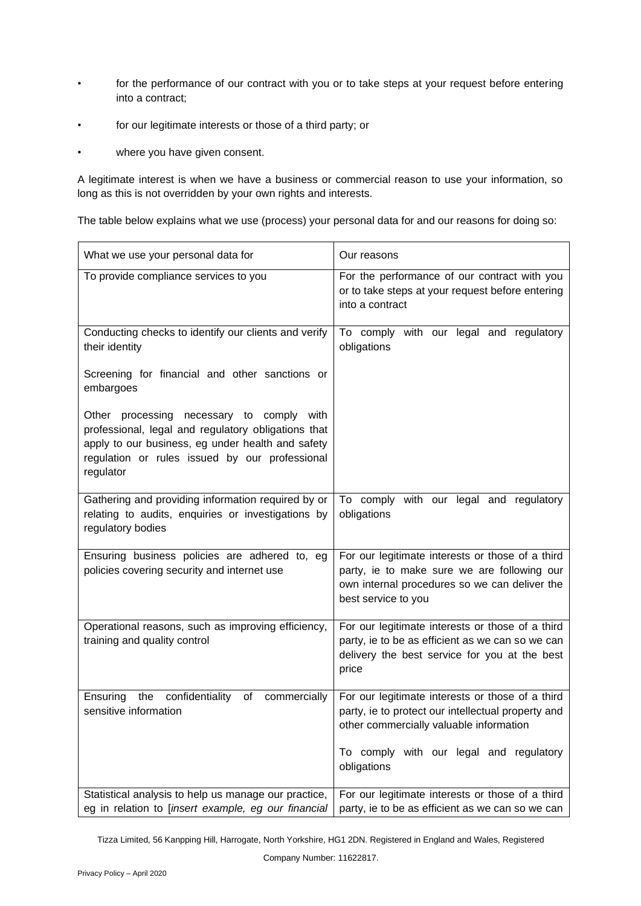- for the performance of our contract with you or to take steps at your request before entering into a contract;
- for our legitimate interests or those of a third party; or
- where you have given consent.

A legitimate interest is when we have a business or commercial reason to use your information, so long as this is not overridden by your own rights and interests.

The table below explains what we use (process) your personal data for and our reasons for doing so:

| What we use your personal data for | Our reasons |
|---|---|
| To provide compliance services to you | For the performance of our contract with you or to take steps at your request before entering into a contract |
| Conducting checks to identify our clients and verify their identity<br><br>Screening for financial and other sanctions or embargoes<br><br>Other processing necessary to comply with professional, legal and regulatory obligations that apply to our business, eg under health and safety regulation or rules issued by our professional regulator | To comply with our legal and regulatory obligations |
| Gathering and providing information required by or relating to audits, enquiries or investigations by regulatory bodies | To comply with our legal and regulatory obligations |
| Ensuring business policies are adhered to, eg policies covering security and internet use | For our legitimate interests or those of a third party, ie to make sure we are following our own internal procedures so we can deliver the best service to you |
| Operational reasons, such as improving efficiency, training and quality control | For our legitimate interests or those of a third party, ie to be as efficient as we can so we can delivery the best service for you at the best price |
| Ensuring the confidentiality of commercially sensitive information | For our legitimate interests or those of a third party, ie to protect our intellectual property and other commercially valuable information<br><br>To comply with our legal and regulatory obligations |
| Statistical analysis to help us manage our practice, eg in relation to [*insert example, eg our financial* | For our legitimate interests or those of a third party, ie to be as efficient as we can so we can |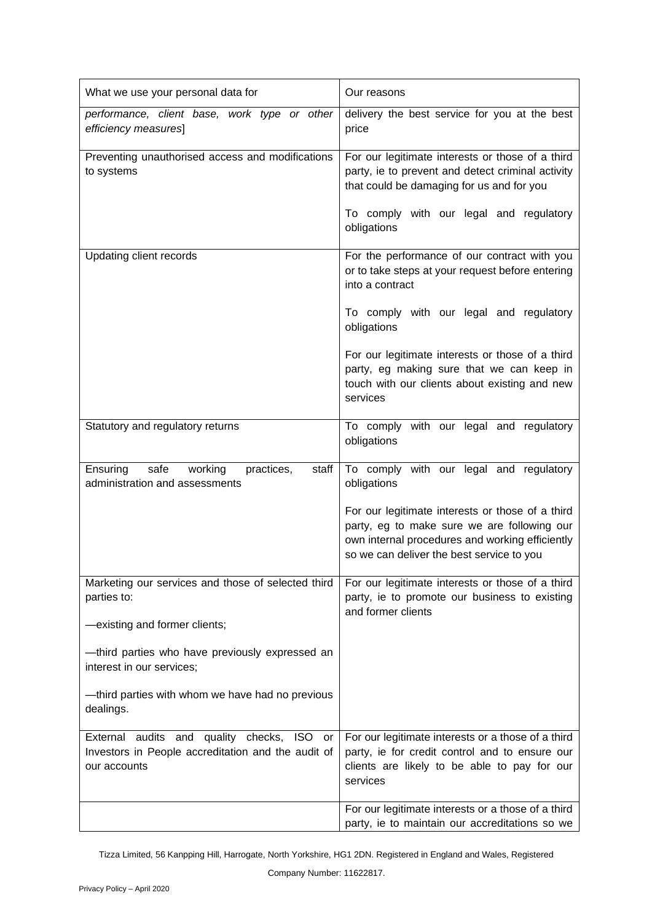| What we use your personal data for | Our reasons |
|---|---|
| *performance, client base, work type or other efficiency measures*] | delivery the best service for you at the best price |
| Preventing unauthorised access and modifications to systems | For our legitimate interests or those of a third party, ie to prevent and detect criminal activity that could be damaging for us and for you<br><br>To comply with our legal and regulatory obligations |
| Updating client records | For the performance of our contract with you or to take steps at your request before entering into a contract<br><br>To comply with our legal and regulatory obligations<br><br>For our legitimate interests or those of a third party, eg making sure that we can keep in touch with our clients about existing and new services |
| Statutory and regulatory returns | To comply with our legal and regulatory obligations |
| Ensuring safe working practices, staff administration and assessments | To comply with our legal and regulatory obligations<br><br>For our legitimate interests or those of a third party, eg to make sure we are following our own internal procedures and working efficiently so we can deliver the best service to you |
| Marketing our services and those of selected third parties to:<br><br>—existing and former clients;<br><br>—third parties who have previously expressed an interest in our services;<br><br>—third parties with whom we have had no previous dealings. | For our legitimate interests or those of a third party, ie to promote our business to existing and former clients |
| External audits and quality checks, ISO or Investors in People accreditation and the audit of our accounts | For our legitimate interests or a those of a third party, ie for credit control and to ensure our clients are likely to be able to pay for our services |
| | For our legitimate interests or a those of a third party, ie to maintain our accreditations so we |

Tizza Limited, 56 Kanpping Hill, Harrogate, North Yorkshire, HG1 2DN. Registered in England and Wales, Registered Company Number: 11622817.

Privacy Policy – April 2020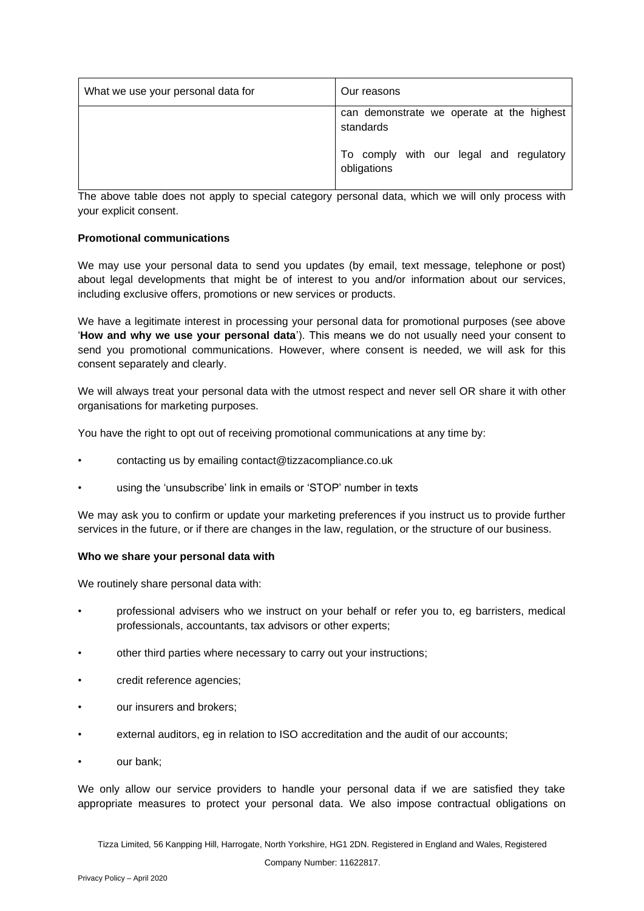| What we use your personal data for | Our reasons |
| --- | --- |
| | can demonstrate we operate at the highest standards<br><br>To comply with our legal and regulatory obligations |

The above table does not apply to special category personal data, which we will only process with your explicit consent.

**Promotional communications**

We may use your personal data to send you updates (by email, text message, telephone or post) about legal developments that might be of interest to you and/or information about our services, including exclusive offers, promotions or new services or products.

We have a legitimate interest in processing your personal data for promotional purposes (see above '**How and why we use your personal data**'). This means we do not usually need your consent to send you promotional communications. However, where consent is needed, we will ask for this consent separately and clearly.

We will always treat your personal data with the utmost respect and never sell OR share it with other organisations for marketing purposes.

You have the right to opt out of receiving promotional communications at any time by:

- contacting us by emailing contact@tizzacompliance.co.uk
- using the 'unsubscribe' link in emails or 'STOP' number in texts

We may ask you to confirm or update your marketing preferences if you instruct us to provide further services in the future, or if there are changes in the law, regulation, or the structure of our business.

**Who we share your personal data with**

We routinely share personal data with:

- professional advisers who we instruct on your behalf or refer you to, eg barristers, medical professionals, accountants, tax advisors or other experts;
- other third parties where necessary to carry out your instructions;
- credit reference agencies;
- our insurers and brokers;
- external auditors, eg in relation to ISO accreditation and the audit of our accounts;
- our bank;

We only allow our service providers to handle your personal data if we are satisfied they take appropriate measures to protect your personal data. We also impose contractual obligations on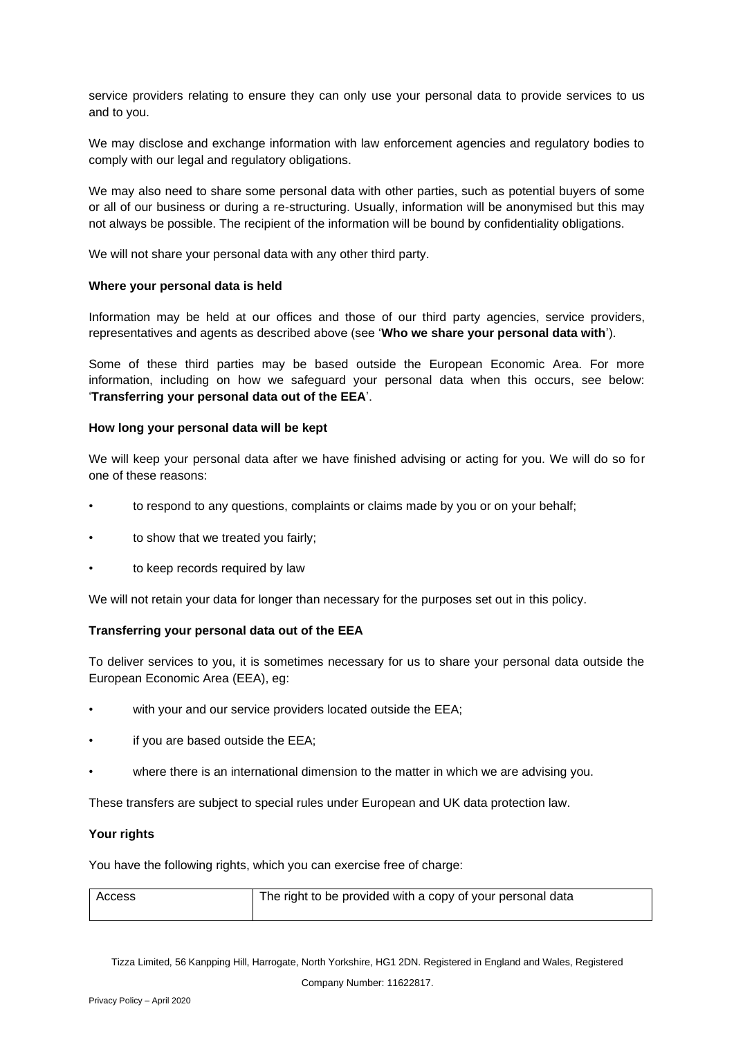service providers relating to ensure they can only use your personal data to provide services to us and to you.

We may disclose and exchange information with law enforcement agencies and regulatory bodies to comply with our legal and regulatory obligations.

We may also need to share some personal data with other parties, such as potential buyers of some or all of our business or during a re-structuring. Usually, information will be anonymised but this may not always be possible. The recipient of the information will be bound by confidentiality obligations.

We will not share your personal data with any other third party.

**Where your personal data is held**

Information may be held at our offices and those of our third party agencies, service providers, representatives and agents as described above (see '**Who we share your personal data with**').

Some of these third parties may be based outside the European Economic Area. For more information, including on how we safeguard your personal data when this occurs, see below: '**Transferring your personal data out of the EEA**'.

**How long your personal data will be kept**

We will keep your personal data after we have finished advising or acting for you. We will do so for one of these reasons:

- to respond to any questions, complaints or claims made by you or on your behalf;
- to show that we treated you fairly;
- to keep records required by law

We will not retain your data for longer than necessary for the purposes set out in this policy.

**Transferring your personal data out of the EEA**

To deliver services to you, it is sometimes necessary for us to share your personal data outside the European Economic Area (EEA), eg:

- with your and our service providers located outside the EEA;
- if you are based outside the EEA;
- where there is an international dimension to the matter in which we are advising you.

These transfers are subject to special rules under European and UK data protection law.

**Your rights**

You have the following rights, which you can exercise free of charge:

| | |
|---|---|
| Access | The right to be provided with a copy of your personal data |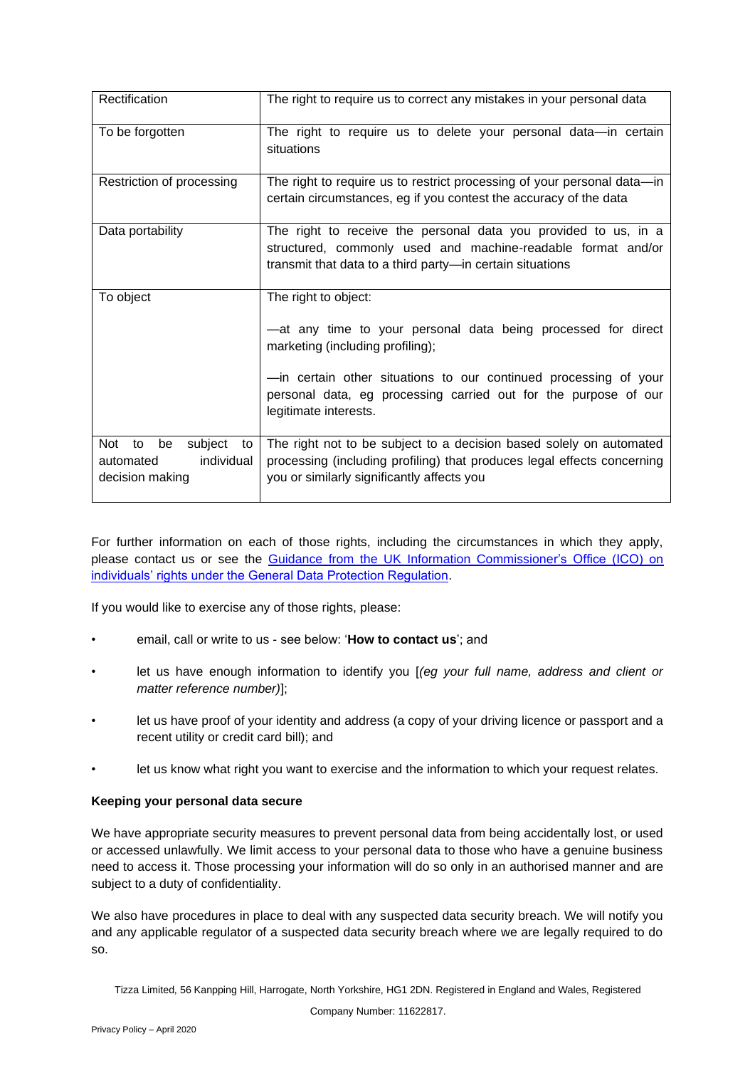| | |
|---|---|
| Rectification | The right to require us to correct any mistakes in your personal data |
| To be forgotten | The right to require us to delete your personal data—in certain situations |
| Restriction of processing | The right to require us to restrict processing of your personal data—in certain circumstances, eg if you contest the accuracy of the data |
| Data portability | The right to receive the personal data you provided to us, in a structured, commonly used and machine-readable format and/or transmit that data to a third party—in certain situations |
| To object | The right to object:<br><br>—at any time to your personal data being processed for direct marketing (including profiling);<br><br>—in certain other situations to our continued processing of your personal data, eg processing carried out for the purpose of our legitimate interests. |
| Not to be subject to automated individual decision making | The right not to be subject to a decision based solely on automated processing (including profiling) that produces legal effects concerning you or similarly significantly affects you |

For further information on each of those rights, including the circumstances in which they apply, please contact us or see the [Guidance from the UK Information Commissioner's Office (ICO) on individuals' rights under the General Data Protection Regulation](#).

If you would like to exercise any of those rights, please:

- email, call or write to us - see below: '**How to contact us**'; and
- let us have enough information to identify you [*(eg your full name, address and client or matter reference number)*];
- let us have proof of your identity and address (a copy of your driving licence or passport and a recent utility or credit card bill); and
- let us know what right you want to exercise and the information to which your request relates.

**Keeping your personal data secure**

We have appropriate security measures to prevent personal data from being accidentally lost, or used or accessed unlawfully. We limit access to your personal data to those who have a genuine business need to access it. Those processing your information will do so only in an authorised manner and are subject to a duty of confidentiality.

We also have procedures in place to deal with any suspected data security breach. We will notify you and any applicable regulator of a suspected data security breach where we are legally required to do so.

Tizza Limited, 56 Kanpping Hill, Harrogate, North Yorkshire, HG1 2DN. Registered in England and Wales, Registered Company Number: 11622817.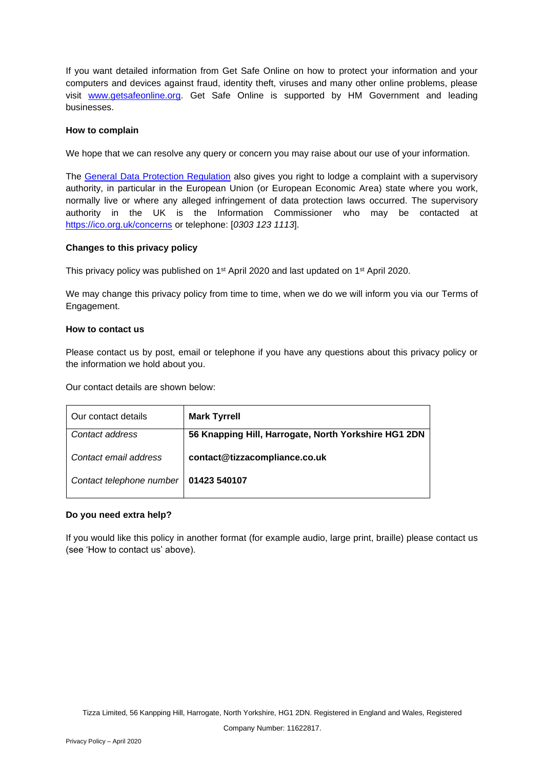If you want detailed information from Get Safe Online on how to protect your information and your computers and devices against fraud, identity theft, viruses and many other online problems, please visit [www.getsafeonline.org](http://www.getsafeonline.org). Get Safe Online is supported by HM Government and leading businesses.

**How to complain**

We hope that we can resolve any query or concern you may raise about our use of your information.

The [General Data Protection Regulation](#) also gives you right to lodge a complaint with a supervisory authority, in particular in the European Union (or European Economic Area) state where you work, normally live or where any alleged infringement of data protection laws occurred. The supervisory authority in the UK is the Information Commissioner who may be contacted at [https://ico.org.uk/concerns](https://ico.org.uk/concerns) or telephone: [*0303 123 1113*].

**Changes to this privacy policy**

This privacy policy was published on 1st April 2020 and last updated on 1st April 2020.

We may change this privacy policy from time to time, when we do we will inform you via our Terms of Engagement.

**How to contact us**

Please contact us by post, email or telephone if you have any questions about this privacy policy or the information we hold about you.

Our contact details are shown below:

| Our contact details | **Mark Tyrrell** |
|---|---|
| *Contact address* | **56 Knapping Hill, Harrogate, North Yorkshire HG1 2DN** |
| *Contact email address* | **contact@tizzacompliance.co.uk** |
| *Contact telephone number* | **01423 540107** |

**Do you need extra help?**

If you would like this policy in another format (for example audio, large print, braille) please contact us (see 'How to contact us' above).